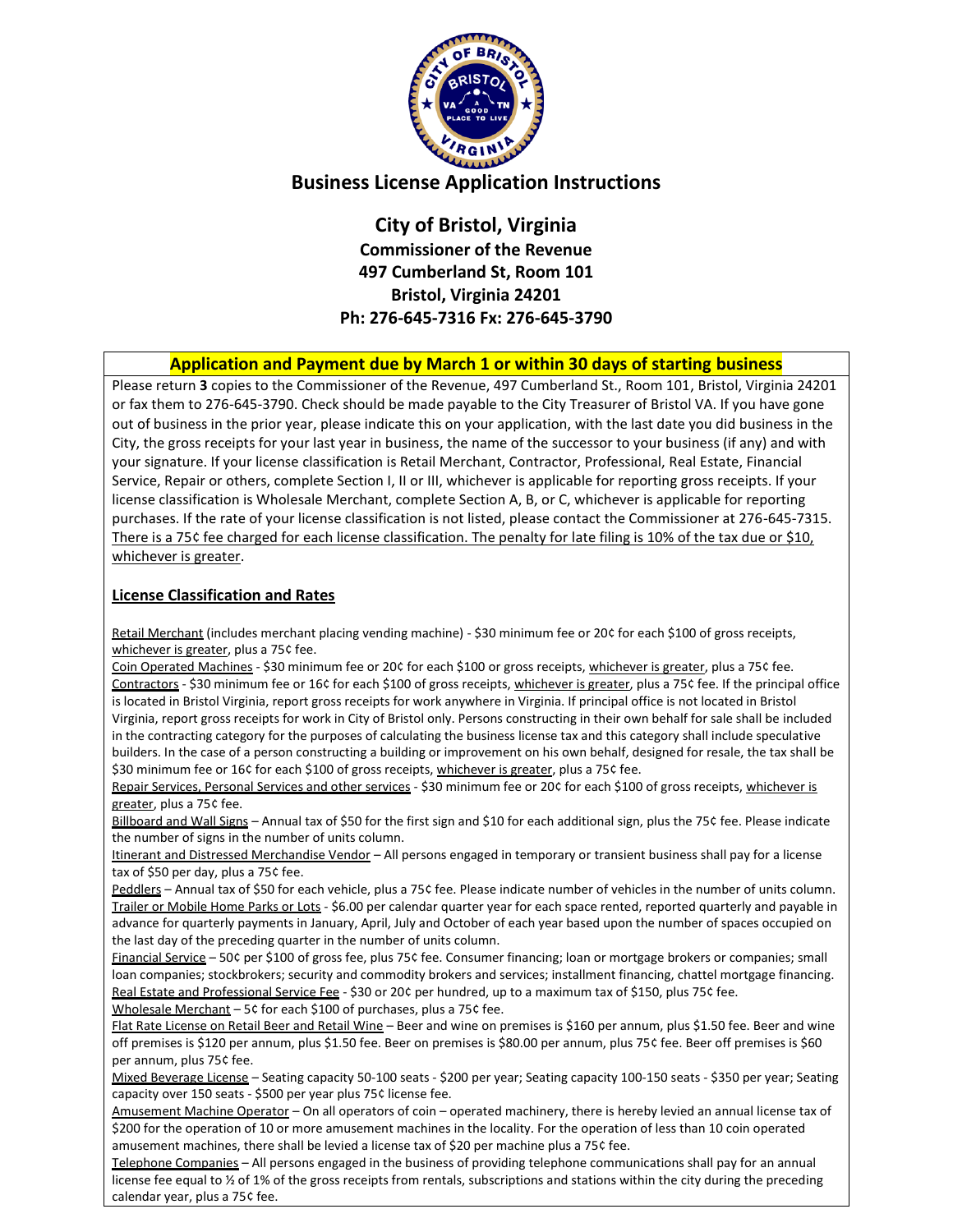# Business License Application Instructions

## City of Bristol, Virginia

**Commissioner of the Revenue**
**497 Cumberland St, Room 101**
**Bristol, Virginia 24201**
**Ph: 276-645-7316 Fx: 276-645-3790**

### Application and Payment due by March 1 or within 30 days of starting business

Please return **3** copies to the Commissioner of the Revenue, 497 Cumberland St., Room 101, Bristol, Virginia 24201 or fax them to 276-645-3790. Check should be made payable to the City Treasurer of Bristol VA. If you have gone out of business in the prior year, please indicate this on your application, with the last date you did business in the City, the gross receipts for your last year in business, the name of the successor to your business (if any) and with your signature. If your license classification is Retail Merchant, Contractor, Professional, Real Estate, Financial Service, Repair or others, complete Section I, II or III, whichever is applicable for reporting gross receipts. If your license classification is Wholesale Merchant, complete Section A, B, or C, whichever is applicable for reporting purchases. If the rate of your license classification is not listed, please contact the Commissioner at 276-645-7315. There is a 75¢ fee charged for each license classification. The penalty for late filing is 10% of the tax due or $10, whichever is greater.

### License Classification and Rates

Retail Merchant (includes merchant placing vending machine) - $30 minimum fee or 20¢ for each $100 of gross receipts, whichever is greater, plus a 75¢ fee.

Coin Operated Machines - $30 minimum fee or 20¢ for each $100 or gross receipts, whichever is greater, plus a 75¢ fee.

Contractors - $30 minimum fee or 16¢ for each $100 of gross receipts, whichever is greater, plus a 75¢ fee. If the principal office is located in Bristol Virginia, report gross receipts for work anywhere in Virginia. If principal office is not located in Bristol Virginia, report gross receipts for work in City of Bristol only. Persons constructing in their own behalf for sale shall be included in the contracting category for the purposes of calculating the business license tax and this category shall include speculative builders. In the case of a person constructing a building or improvement on his own behalf, designed for resale, the tax shall be $30 minimum fee or 16¢ for each $100 of gross receipts, whichever is greater, plus a 75¢ fee.

Repair Services, Personal Services and other services - $30 minimum fee or 20¢ for each $100 of gross receipts, whichever is greater, plus a 75¢ fee.

Billboard and Wall Signs – Annual tax of $50 for the first sign and $10 for each additional sign, plus the 75¢ fee. Please indicate the number of signs in the number of units column.

Itinerant and Distressed Merchandise Vendor – All persons engaged in temporary or transient business shall pay for a license tax of $50 per day, plus a 75¢ fee.

Peddlers – Annual tax of $50 for each vehicle, plus a 75¢ fee. Please indicate number of vehicles in the number of units column.

Trailer or Mobile Home Parks or Lots - $6.00 per calendar quarter year for each space rented, reported quarterly and payable in advance for quarterly payments in January, April, July and October of each year based upon the number of spaces occupied on the last day of the preceding quarter in the number of units column.

Financial Service – 50¢ per $100 of gross fee, plus 75¢ fee. Consumer financing; loan or mortgage brokers or companies; small loan companies; stockbrokers; security and commodity brokers and services; installment financing, chattel mortgage financing.

Real Estate and Professional Service Fee - $30 or 20¢ per hundred, up to a maximum tax of $150, plus 75¢ fee.

Wholesale Merchant – 5¢ for each $100 of purchases, plus a 75¢ fee.

Flat Rate License on Retail Beer and Retail Wine – Beer and wine on premises is $160 per annum, plus $1.50 fee. Beer and wine off premises is $120 per annum, plus $1.50 fee. Beer on premises is $80.00 per annum, plus 75¢ fee. Beer off premises is $60 per annum, plus 75¢ fee.

Mixed Beverage License – Seating capacity 50-100 seats - $200 per year; Seating capacity 100-150 seats - $350 per year; Seating capacity over 150 seats - $500 per year plus 75¢ license fee.

Amusement Machine Operator – On all operators of coin – operated machinery, there is hereby levied an annual license tax of $200 for the operation of 10 or more amusement machines in the locality. For the operation of less than 10 coin operated amusement machines, there shall be levied a license tax of $20 per machine plus a 75¢ fee.

Telephone Companies – All persons engaged in the business of providing telephone communications shall pay for an annual license fee equal to ½ of 1% of the gross receipts from rentals, subscriptions and stations within the city during the preceding calendar year, plus a 75¢ fee.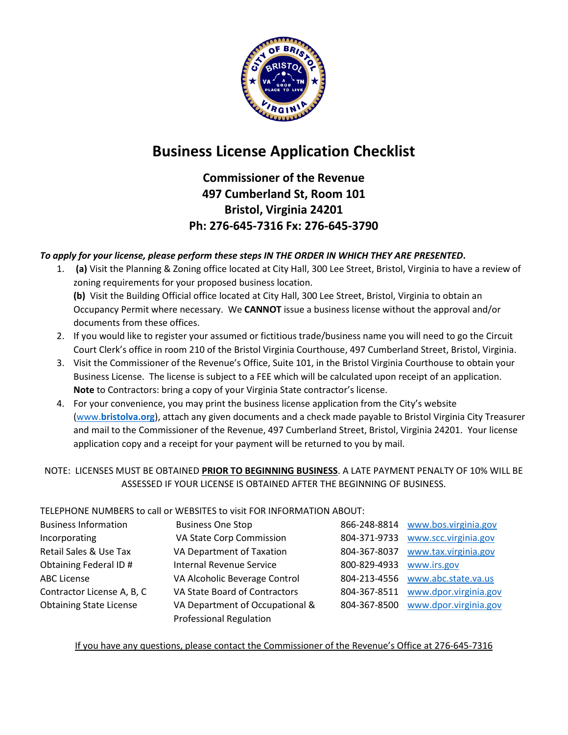# Business License Application Checklist

## Commissioner of the Revenue
## 497 Cumberland St, Room 101
## Bristol, Virginia 24201
## Ph: 276-645-7316 Fx: 276-645-3790

***To apply for your license, please perform these steps IN THE ORDER IN WHICH THEY ARE PRESENTED.***

1. **(a)** Visit the Planning & Zoning office located at City Hall, 300 Lee Street, Bristol, Virginia to have a review of zoning requirements for your proposed business location.
   **(b)** Visit the Building Official office located at City Hall, 300 Lee Street, Bristol, Virginia to obtain an Occupancy Permit where necessary. We **CANNOT** issue a business license without the approval and/or documents from these offices.
2. If you would like to register your assumed or fictitious trade/business name you will need to go the Circuit Court Clerk's office in room 210 of the Bristol Virginia Courthouse, 497 Cumberland Street, Bristol, Virginia.
3. Visit the Commissioner of the Revenue's Office, Suite 101, in the Bristol Virginia Courthouse to obtain your Business License. The license is subject to a FEE which will be calculated upon receipt of an application. **Note** to Contractors: bring a copy of your Virginia State contractor's license.
4. For your convenience, you may print the business license application from the City's website (www.**bristolva.org**), attach any given documents and a check made payable to Bristol Virginia City Treasurer and mail to the Commissioner of the Revenue, 497 Cumberland Street, Bristol, Virginia 24201. Your license application copy and a receipt for your payment will be returned to you by mail.

NOTE: LICENSES MUST BE OBTAINED **PRIOR TO BEGINNING BUSINESS**. A LATE PAYMENT PENALTY OF 10% WILL BE ASSESSED IF YOUR LICENSE IS OBTAINED AFTER THE BEGINNING OF BUSINESS.

TELEPHONE NUMBERS to call or WEBSITES to visit FOR INFORMATION ABOUT:

| | | | |
|---|---|---|---|
| Business Information | Business One Stop | 866-248-8814 | www.bos.virginia.gov |
| Incorporating | VA State Corp Commission | 804-371-9733 | www.scc.virginia.gov |
| Retail Sales & Use Tax | VA Department of Taxation | 804-367-8037 | www.tax.virginia.gov |
| Obtaining Federal ID # | Internal Revenue Service | 800-829-4933 | www.irs.gov |
| ABC License | VA Alcoholic Beverage Control | 804-213-4556 | www.abc.state.va.us |
| Contractor License A, B, C | VA State Board of Contractors | 804-367-8511 | www.dpor.virginia.gov |
| Obtaining State License | VA Department of Occupational & Professional Regulation | 804-367-8500 | www.dpor.virginia.gov |

If you have any questions, please contact the Commissioner of the Revenue's Office at 276-645-7316